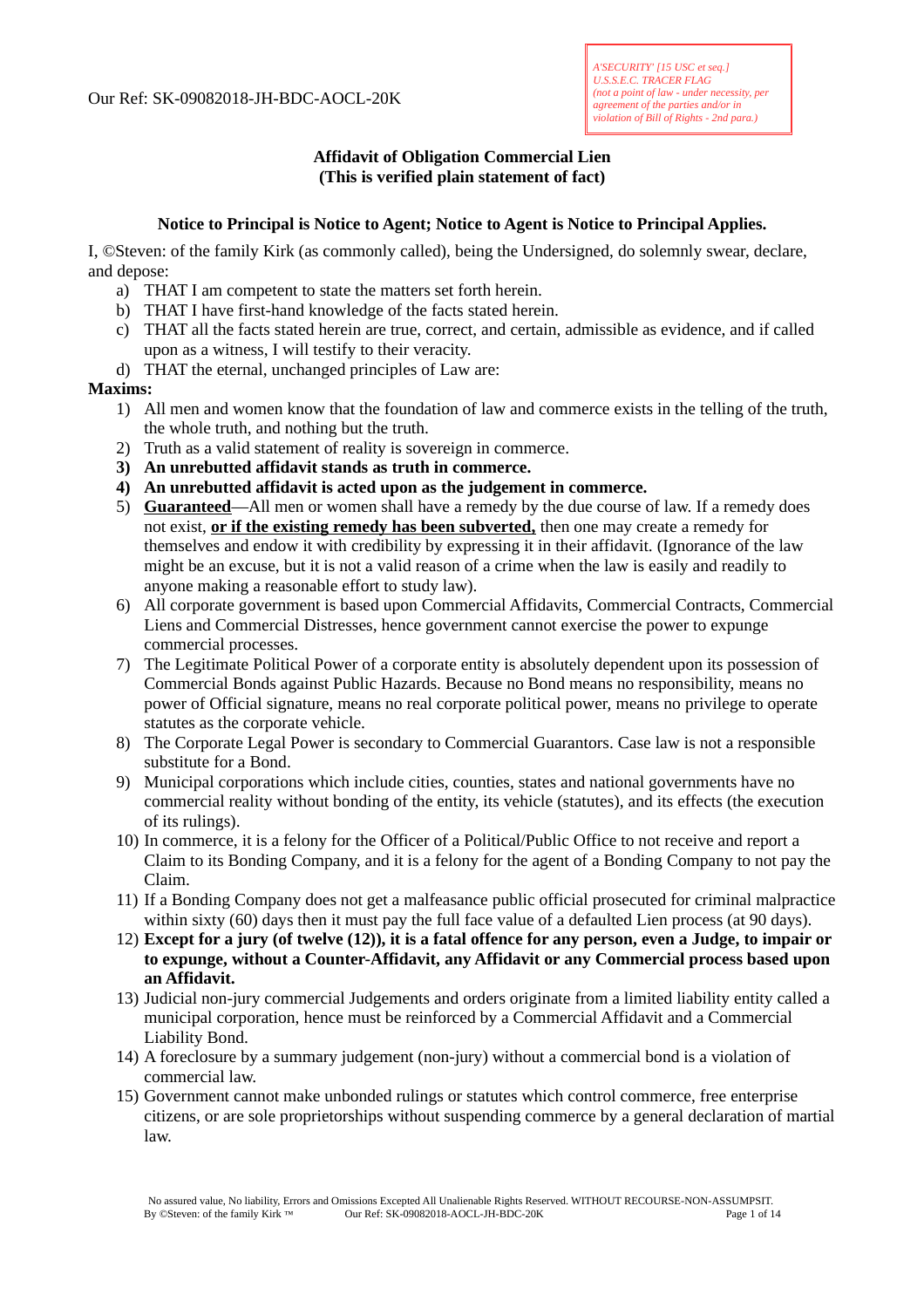Our Ref: SK-09082018-JH-BDC-AOCL-20K

*A'SECURITY' [15 USC et seq.]*
*U.S.S.E.C. TRACER FLAG*
*(not a point of law - under necessity, per agreement of the parties and/or in violation of Bill of Rights - 2nd para.)*

**Affidavit of Obligation Commercial Lien**
**(This is verified plain statement of fact)**

**Notice to Principal is Notice to Agent; Notice to Agent is Notice to Principal Applies.**

I, ©Steven: of the family Kirk (as commonly called), being the Undersigned, do solemnly swear, declare, and depose:

a) THAT I am competent to state the matters set forth herein.
b) THAT I have first-hand knowledge of the facts stated herein.
c) THAT all the facts stated herein are true, correct, and certain, admissible as evidence, and if called upon as a witness, I will testify to their veracity.
d) THAT the eternal, unchanged principles of Law are:

**Maxims:**

1) All men and women know that the foundation of law and commerce exists in the telling of the truth, the whole truth, and nothing but the truth.
2) Truth as a valid statement of reality is sovereign in commerce.
3) **An unrebutted affidavit stands as truth in commerce.**
4) **An unrebutted affidavit is acted upon as the judgement in commerce.**
5) **<u>Guaranteed</u>**—All men or women shall have a remedy by the due course of law. If a remedy does not exist, **<u>or if the existing remedy has been subverted,</u>** then one may create a remedy for themselves and endow it with credibility by expressing it in their affidavit. (Ignorance of the law might be an excuse, but it is not a valid reason of a crime when the law is easily and readily to anyone making a reasonable effort to study law).
6) All corporate government is based upon Commercial Affidavits, Commercial Contracts, Commercial Liens and Commercial Distresses, hence government cannot exercise the power to expunge commercial processes.
7) The Legitimate Political Power of a corporate entity is absolutely dependent upon its possession of Commercial Bonds against Public Hazards. Because no Bond means no responsibility, means no power of Official signature, means no real corporate political power, means no privilege to operate statutes as the corporate vehicle.
8) The Corporate Legal Power is secondary to Commercial Guarantors. Case law is not a responsible substitute for a Bond.
9) Municipal corporations which include cities, counties, states and national governments have no commercial reality without bonding of the entity, its vehicle (statutes), and its effects (the execution of its rulings).
10) In commerce, it is a felony for the Officer of a Political/Public Office to not receive and report a Claim to its Bonding Company, and it is a felony for the agent of a Bonding Company to not pay the Claim.
11) If a Bonding Company does not get a malfeasance public official prosecuted for criminal malpractice within sixty (60) days then it must pay the full face value of a defaulted Lien process (at 90 days).
12) **Except for a jury (of twelve (12)), it is a fatal offence for any person, even a Judge, to impair or to expunge, without a Counter-Affidavit, any Affidavit or any Commercial process based upon an Affidavit.**
13) Judicial non-jury commercial Judgements and orders originate from a limited liability entity called a municipal corporation, hence must be reinforced by a Commercial Affidavit and a Commercial Liability Bond.
14) A foreclosure by a summary judgement (non-jury) without a commercial bond is a violation of commercial law.
15) Government cannot make unbonded rulings or statutes which control commerce, free enterprise citizens, or are sole proprietorships without suspending commerce by a general declaration of martial law.

No assured value, No liability, Errors and Omissions Excepted All Unalienable Rights Reserved. WITHOUT RECOURSE-NON-ASSUMPSIT.
By ©Steven: of the family Kirk ™ Our Ref: SK-09082018-AOCL-JH-BDC-20K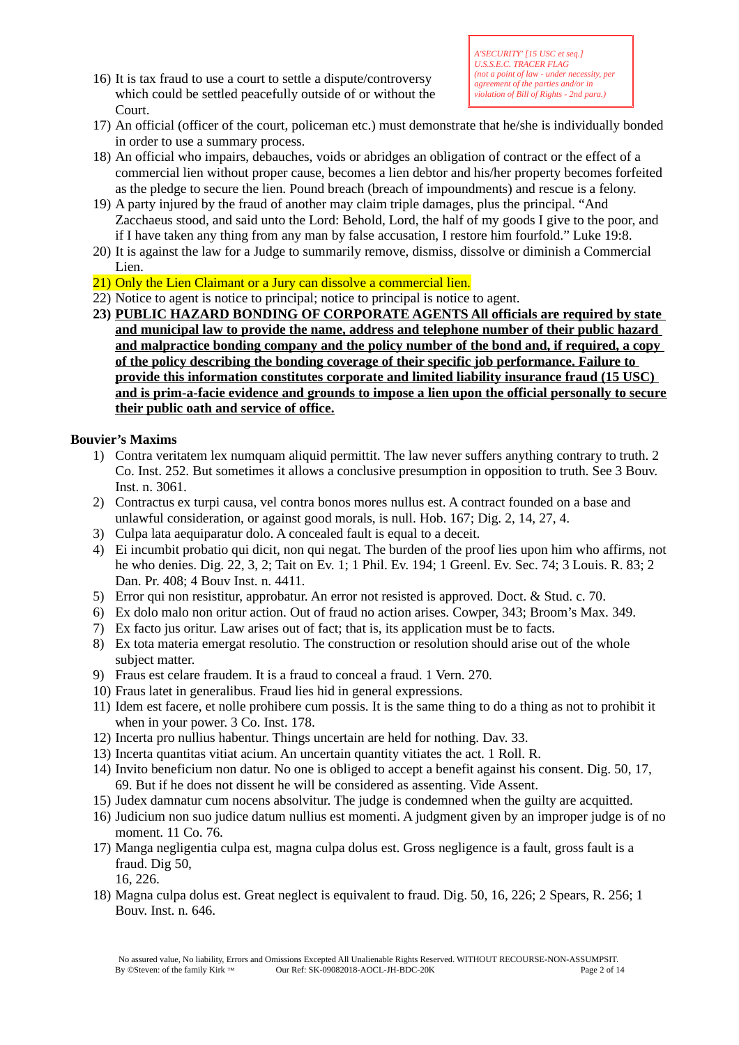*A'SECURITY' [15 USC et seq.]*
*U.S.S.E.C. TRACER FLAG*
*(not a point of law - under necessity, per agreement of the parties and/or in violation of Bill of Rights - 2nd para.)*

16) It is tax fraud to use a court to settle a dispute/controversy which could be settled peacefully outside of or without the Court.
17) An official (officer of the court, policeman etc.) must demonstrate that he/she is individually bonded in order to use a summary process.
18) An official who impairs, debauches, voids or abridges an obligation of contract or the effect of a commercial lien without proper cause, becomes a lien debtor and his/her property becomes forfeited as the pledge to secure the lien. Pound breach (breach of impoundments) and rescue is a felony.
19) A party injured by the fraud of another may claim triple damages, plus the principal. "And Zacchaeus stood, and said unto the Lord: Behold, Lord, the half of my goods I give to the poor, and if I have taken any thing from any man by false accusation, I restore him fourfold." Luke 19:8.
20) It is against the law for a Judge to summarily remove, dismiss, dissolve or diminish a Commercial Lien.
21) Only the Lien Claimant or a Jury can dissolve a commercial lien.
22) Notice to agent is notice to principal; notice to principal is notice to agent.
23) **PUBLIC HAZARD BONDING OF CORPORATE AGENTS All officials are required by state and municipal law to provide the name, address and telephone number of their public hazard and malpractice bonding company and the policy number of the bond and, if required, a copy of the policy describing the bonding coverage of their specific job performance. Failure to provide this information constitutes corporate and limited liability insurance fraud (15 USC) and is prim-a-facie evidence and grounds to impose a lien upon the official personally to secure their public oath and service of office.**

**Bouvier's Maxims**

1) Contra veritatem lex numquam aliquid permittit. The law never suffers anything contrary to truth. 2 Co. Inst. 252. But sometimes it allows a conclusive presumption in opposition to truth. See 3 Bouv. Inst. n. 3061.
2) Contractus ex turpi causa, vel contra bonos mores nullus est. A contract founded on a base and unlawful consideration, or against good morals, is null. Hob. 167; Dig. 2, 14, 27, 4.
3) Culpa lata aequiparatur dolo. A concealed fault is equal to a deceit.
4) Ei incumbit probatio qui dicit, non qui negat. The burden of the proof lies upon him who affirms, not he who denies. Dig. 22, 3, 2; Tait on Ev. 1; 1 Phil. Ev. 194; 1 Greenl. Ev. Sec. 74; 3 Louis. R. 83; 2 Dan. Pr. 408; 4 Bouv Inst. n. 4411.
5) Error qui non resistitur, approbatur. An error not resisted is approved. Doct. & Stud. c. 70.
6) Ex dolo malo non oritur action. Out of fraud no action arises. Cowper, 343; Broom's Max. 349.
7) Ex facto jus oritur. Law arises out of fact; that is, its application must be to facts.
8) Ex tota materia emergat resolutio. The construction or resolution should arise out of the whole subject matter.
9) Fraus est celare fraudem. It is a fraud to conceal a fraud. 1 Vern. 270.
10) Fraus latet in generalibus. Fraud lies hid in general expressions.
11) Idem est facere, et nolle prohibere cum possis. It is the same thing to do a thing as not to prohibit it when in your power. 3 Co. Inst. 178.
12) Incerta pro nullius habentur. Things uncertain are held for nothing. Dav. 33.
13) Incerta quantitas vitiat acium. An uncertain quantity vitiates the act. 1 Roll. R.
14) Invito beneficium non datur. No one is obliged to accept a benefit against his consent. Dig. 50, 17, 69. But if he does not dissent he will be considered as assenting. Vide Assent.
15) Judex damnatur cum nocens absolvitur. The judge is condemned when the guilty are acquitted.
16) Judicium non suo judice datum nullius est momenti. A judgment given by an improper judge is of no moment. 11 Co. 76.
17) Manga negligentia culpa est, magna culpa dolus est. Gross negligence is a fault, gross fault is a fraud. Dig 50, 16, 226.
18) Magna culpa dolus est. Great neglect is equivalent to fraud. Dig. 50, 16, 226; 2 Spears, R. 256; 1 Bouv. Inst. n. 646.

No assured value, No liability, Errors and Omissions Excepted All Unalienable Rights Reserved. WITHOUT RECOURSE-NON-ASSUMPSIT.
By ©Steven: of the family Kirk ™ Our Ref: SK-09082018-AOCL-JH-BDC-20K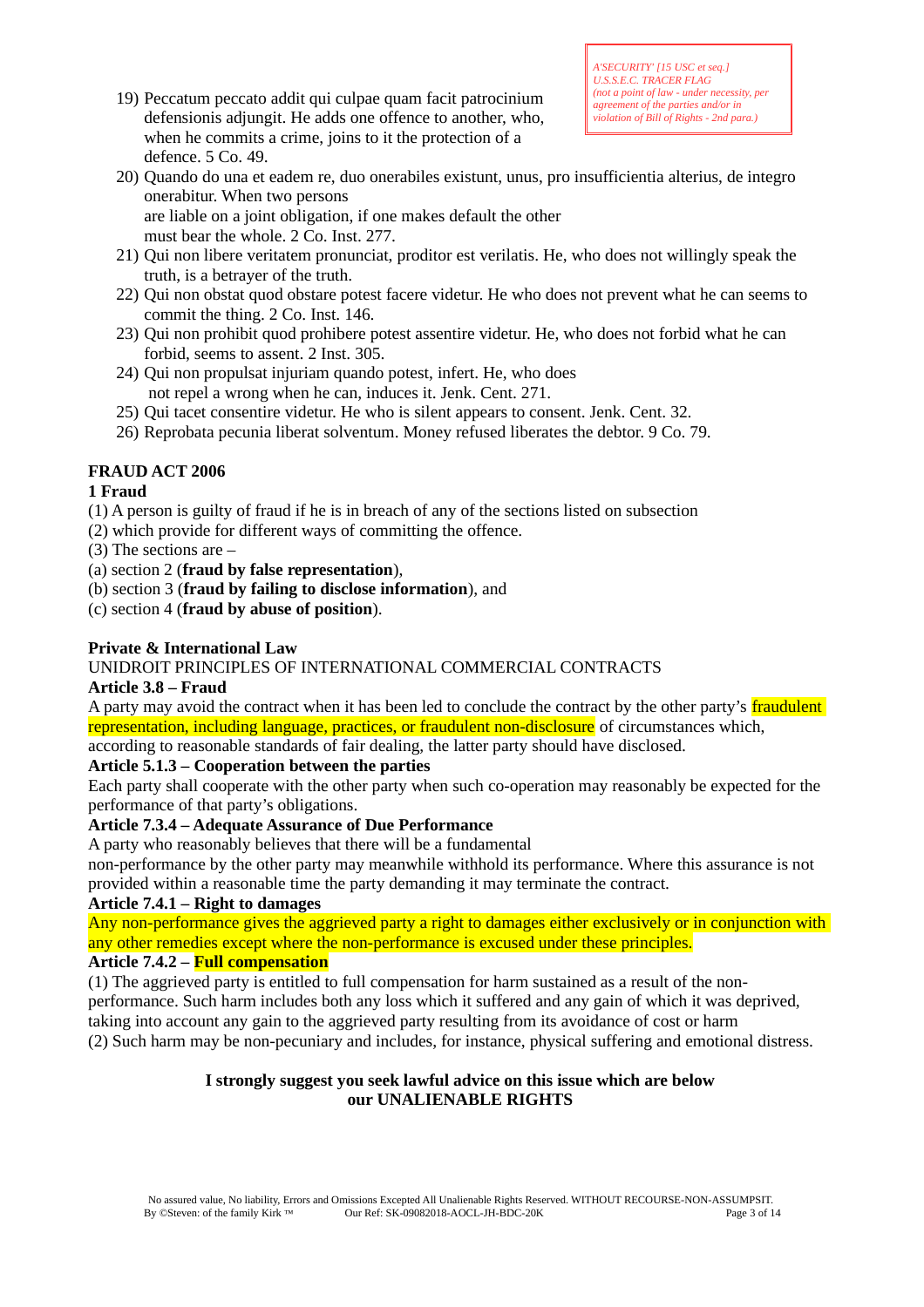*A'SECURITY' [15 USC et seq.] U.S.S.E.C. TRACER FLAG (not a point of law - under necessity, per agreement of the parties and/or in violation of Bill of Rights - 2nd para.)*

19) Peccatum peccato addit qui culpae quam facit patrocinium defensionis adjungit. He adds one offence to another, who, when he commits a crime, joins to it the protection of a defence. 5 Co. 49.
20) Quando do una et eadem re, duo onerabiles existunt, unus, pro insufficientia alterius, de integro onerabitur. When two persons are liable on a joint obligation, if one makes default the other must bear the whole. 2 Co. Inst. 277.
21) Qui non libere veritatem pronunciat, proditor est verilatis. He, who does not willingly speak the truth, is a betrayer of the truth.
22) Qui non obstat quod obstare potest facere videtur. He who does not prevent what he can seems to commit the thing. 2 Co. Inst. 146.
23) Qui non prohibit quod prohibere potest assentire videtur. He, who does not forbid what he can forbid, seems to assent. 2 Inst. 305.
24) Qui non propulsat injuriam quando potest, infert. He, who does not repel a wrong when he can, induces it. Jenk. Cent. 271.
25) Qui tacet consentire videtur. He who is silent appears to consent. Jenk. Cent. 32.
26) Reprobata pecunia liberat solventum. Money refused liberates the debtor. 9 Co. 79.

**FRAUD ACT 2006**

**1 Fraud**

(1) A person is guilty of fraud if he is in breach of any of the sections listed on subsection
(2) which provide for different ways of committing the offence.
(3) The sections are –
(a) section 2 (**fraud by false representation**),
(b) section 3 (**fraud by failing to disclose information**), and
(c) section 4 (**fraud by abuse of position**).

**Private & International Law**

UNIDROIT PRINCIPLES OF INTERNATIONAL COMMERCIAL CONTRACTS

**Article 3.8 – Fraud**

A party may avoid the contract when it has been led to conclude the contract by the other party's fraudulent representation, including language, practices, or fraudulent non-disclosure of circumstances which, according to reasonable standards of fair dealing, the latter party should have disclosed.

**Article 5.1.3 – Cooperation between the parties**

Each party shall cooperate with the other party when such co-operation may reasonably be expected for the performance of that party's obligations.

**Article 7.3.4 – Adequate Assurance of Due Performance**

A party who reasonably believes that there will be a fundamental non-performance by the other party may meanwhile withhold its performance. Where this assurance is not provided within a reasonable time the party demanding it may terminate the contract.

**Article 7.4.1 – Right to damages**

Any non-performance gives the aggrieved party a right to damages either exclusively or in conjunction with any other remedies except where the non-performance is excused under these principles.

**Article 7.4.2 – Full compensation**

(1) The aggrieved party is entitled to full compensation for harm sustained as a result of the non-performance. Such harm includes both any loss which it suffered and any gain of which it was deprived, taking into account any gain to the aggrieved party resulting from its avoidance of cost or harm
(2) Such harm may be non-pecuniary and includes, for instance, physical suffering and emotional distress.

**I strongly suggest you seek lawful advice on this issue which are below our UNALIENABLE RIGHTS**

No assured value, No liability, Errors and Omissions Excepted All Unalienable Rights Reserved. WITHOUT RECOURSE-NON-ASSUMPSIT.
By ©Steven: of the family Kirk ™ Our Ref: SK-09082018-AOCL-JH-BDC-20K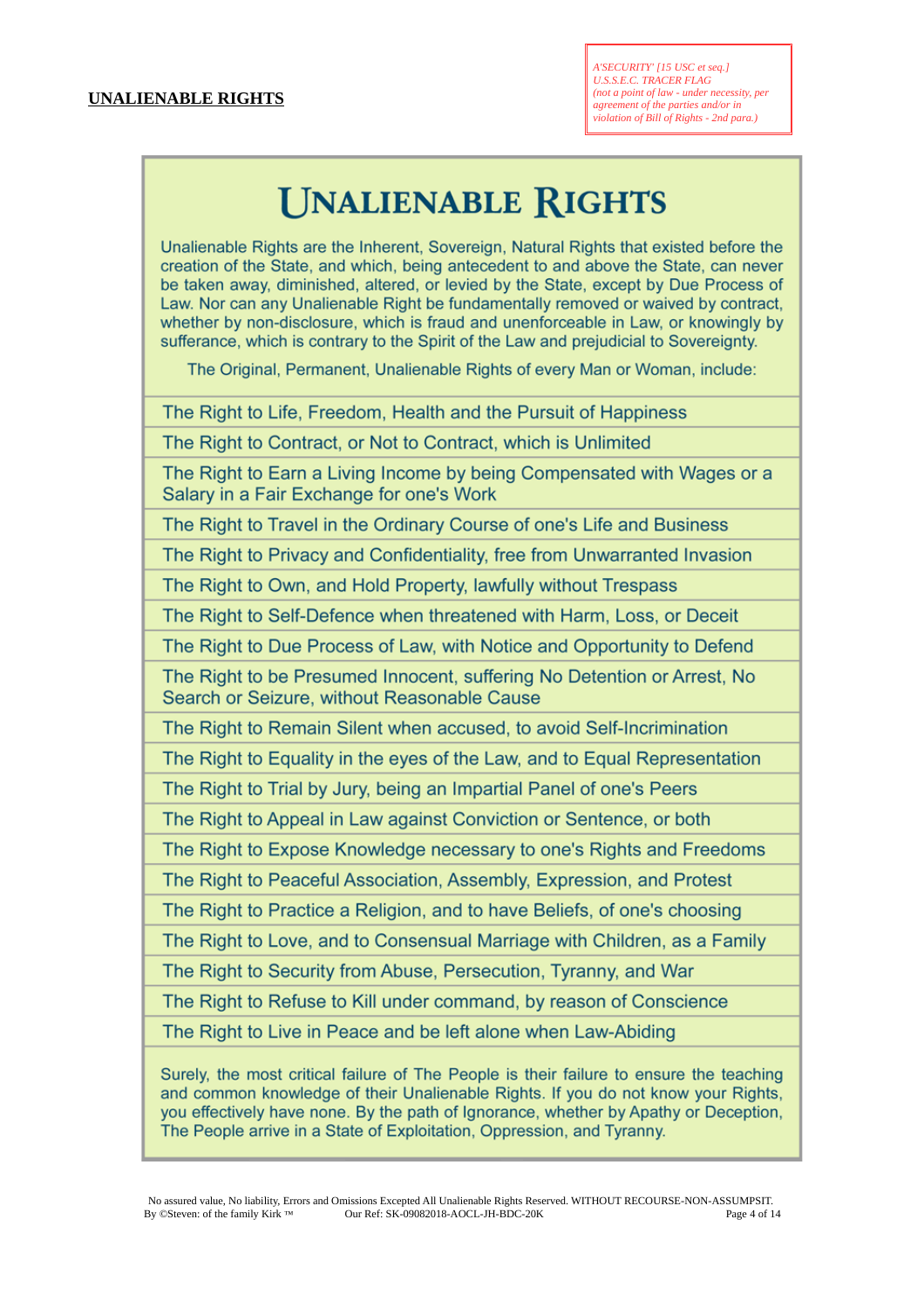**UNALIENABLE RIGHTS**

*A'SECURITY' [15 USC et seq.]*
*U.S.S.E.C. TRACER FLAG*
*(not a point of law - under necessity, per agreement of the parties and/or in violation of Bill of Rights - 2nd para.)*

# UNALIENABLE RIGHTS

Unalienable Rights are the Inherent, Sovereign, Natural Rights that existed before the creation of the State, and which, being antecedent to and above the State, can never be taken away, diminished, altered, or levied by the State, except by Due Process of Law. Nor can any Unalienable Right be fundamentally removed or waived by contract, whether by non-disclosure, which is fraud and unenforceable in Law, or knowingly by sufferance, which is contrary to the Spirit of the Law and prejudicial to Sovereignty.

The Original, Permanent, Unalienable Rights of every Man or Woman, include:

- The Right to Life, Freedom, Health and the Pursuit of Happiness
- The Right to Contract, or Not to Contract, which is Unlimited
- The Right to Earn a Living Income by being Compensated with Wages or a Salary in a Fair Exchange for one's Work
- The Right to Travel in the Ordinary Course of one's Life and Business
- The Right to Privacy and Confidentiality, free from Unwarranted Invasion
- The Right to Own, and Hold Property, lawfully without Trespass
- The Right to Self-Defence when threatened with Harm, Loss, or Deceit
- The Right to Due Process of Law, with Notice and Opportunity to Defend
- The Right to be Presumed Innocent, suffering No Detention or Arrest, No Search or Seizure, without Reasonable Cause
- The Right to Remain Silent when accused, to avoid Self-Incrimination
- The Right to Equality in the eyes of the Law, and to Equal Representation
- The Right to Trial by Jury, being an Impartial Panel of one's Peers
- The Right to Appeal in Law against Conviction or Sentence, or both
- The Right to Expose Knowledge necessary to one's Rights and Freedoms
- The Right to Peaceful Association, Assembly, Expression, and Protest
- The Right to Practice a Religion, and to have Beliefs, of one's choosing
- The Right to Love, and to Consensual Marriage with Children, as a Family
- The Right to Security from Abuse, Persecution, Tyranny, and War
- The Right to Refuse to Kill under command, by reason of Conscience
- The Right to Live in Peace and be left alone when Law-Abiding

Surely, the most critical failure of The People is their failure to ensure the teaching and common knowledge of their Unalienable Rights. If you do not know your Rights, you effectively have none. By the path of Ignorance, whether by Apathy or Deception, The People arrive in a State of Exploitation, Oppression, and Tyranny.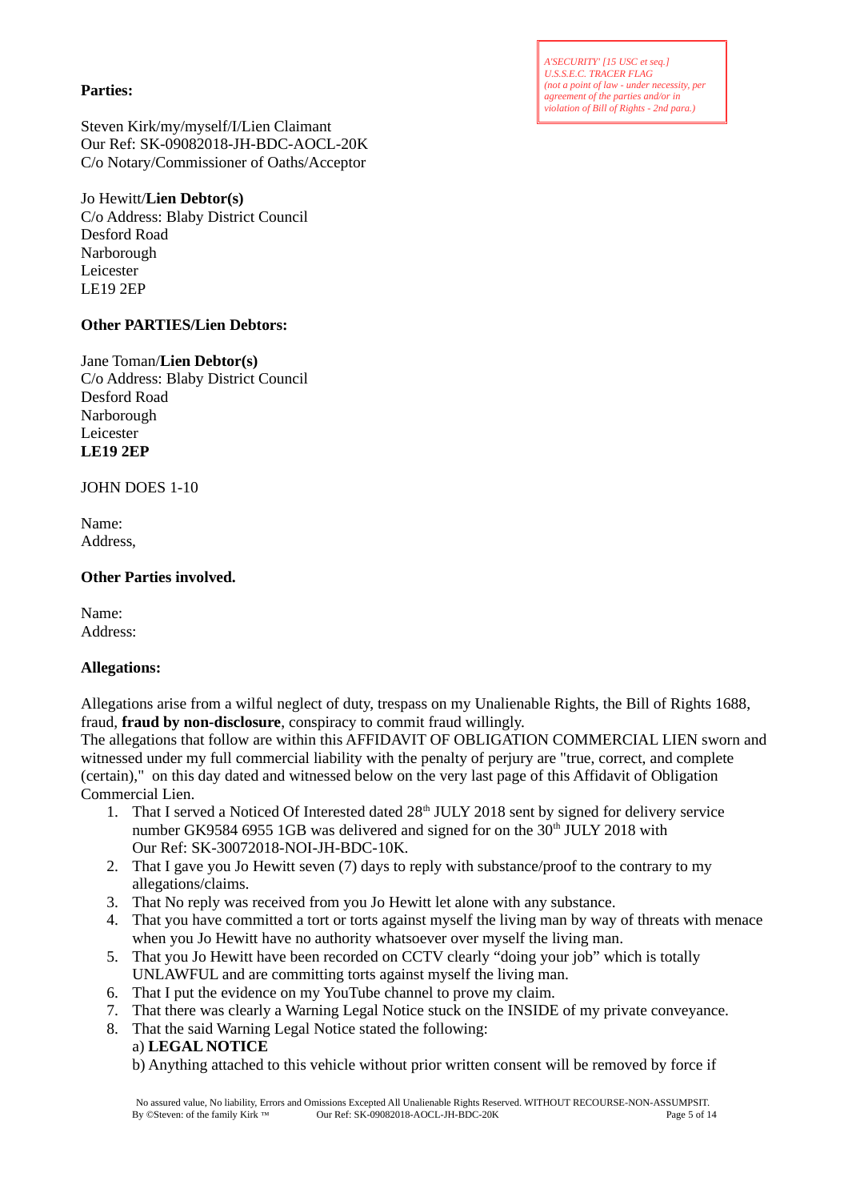*A'SECURITY' [15 USC et seq.]*
*U.S.S.E.C. TRACER FLAG*
*(not a point of law - under necessity, per agreement of the parties and/or in violation of Bill of Rights - 2nd para.)*

**Parties:**

Steven Kirk/my/myself/I/Lien Claimant
Our Ref: SK-09082018-JH-BDC-AOCL-20K
C/o Notary/Commissioner of Oaths/Acceptor

Jo Hewitt/**Lien Debtor(s)**
C/o Address: Blaby District Council
Desford Road
Narborough
Leicester
LE19 2EP

**Other PARTIES/Lien Debtors:**

Jane Toman/**Lien Debtor(s)**
C/o Address: Blaby District Council
Desford Road
Narborough
Leicester
**LE19 2EP**

JOHN DOES 1-10

Name:
Address,

**Other Parties involved.**

Name:
Address:

**Allegations:**

Allegations arise from a wilful neglect of duty, trespass on my Unalienable Rights, the Bill of Rights 1688, fraud, **fraud by non-disclosure**, conspiracy to commit fraud willingly.
The allegations that follow are within this AFFIDAVIT OF OBLIGATION COMMERCIAL LIEN sworn and witnessed under my full commercial liability with the penalty of perjury are "true, correct, and complete (certain)," on this day dated and witnessed below on the very last page of this Affidavit of Obligation Commercial Lien.

1. That I served a Noticed Of Interested dated 28th JULY 2018 sent by signed for delivery service number GK9584 6955 1GB was delivered and signed for on the 30th JULY 2018 with Our Ref: SK-30072018-NOI-JH-BDC-10K.
2. That I gave you Jo Hewitt seven (7) days to reply with substance/proof to the contrary to my allegations/claims.
3. That No reply was received from you Jo Hewitt let alone with any substance.
4. That you have committed a tort or torts against myself the living man by way of threats with menace when you Jo Hewitt have no authority whatsoever over myself the living man.
5. That you Jo Hewitt have been recorded on CCTV clearly "doing your job" which is totally UNLAWFUL and are committing torts against myself the living man.
6. That I put the evidence on my YouTube channel to prove my claim.
7. That there was clearly a Warning Legal Notice stuck on the INSIDE of my private conveyance.
8. That the said Warning Legal Notice stated the following:
   a) **LEGAL NOTICE**
   b) Anything attached to this vehicle without prior written consent will be removed by force if

No assured value, No liability, Errors and Omissions Excepted All Unalienable Rights Reserved. WITHOUT RECOURSE-NON-ASSUMPSIT.
By ©Steven: of the family Kirk ™ Our Ref: SK-09082018-AOCL-JH-BDC-20K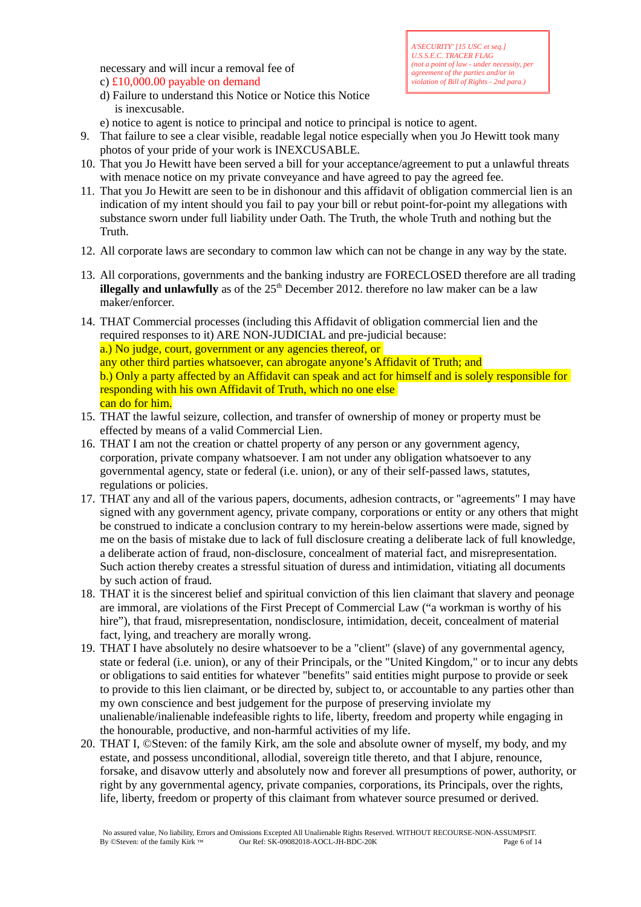A'SECURITY' [15 USC et seq.]
U.S.S.E.C. TRACER FLAG
(not a point of law - under necessity, per agreement of the parties and/or in violation of Bill of Rights - 2nd para.)

necessary and will incur a removal fee of
c) £10,000.00 payable on demand
d) Failure to understand this Notice or Notice this Notice is inexcusable.
e) notice to agent is notice to principal and notice to principal is notice to agent.

9. That failure to see a clear visible, readable legal notice especially when you Jo Hewitt took many photos of your pride of your work is INEXCUSABLE.
10. That you Jo Hewitt have been served a bill for your acceptance/agreement to put a unlawful threats with menace notice on my private conveyance and have agreed to pay the agreed fee.
11. That you Jo Hewitt are seen to be in dishonour and this affidavit of obligation commercial lien is an indication of my intent should you fail to pay your bill or rebut point-for-point my allegations with substance sworn under full liability under Oath. The Truth, the whole Truth and nothing but the Truth.
12. All corporate laws are secondary to common law which can not be change in any way by the state.
13. All corporations, governments and the banking industry are FORECLOSED therefore are all trading **illegally and unlawfully** as of the 25th December 2012. therefore no law maker can be a law maker/enforcer.
14. THAT Commercial processes (including this Affidavit of obligation commercial lien and the required responses to it) ARE NON-JUDICIAL and pre-judicial because:
    a.) No judge, court, government or any agencies thereof, or any other third parties whatsoever, can abrogate anyone's Affidavit of Truth; and
    b.) Only a party affected by an Affidavit can speak and act for himself and is solely responsible for responding with his own Affidavit of Truth, which no one else can do for him.
15. THAT the lawful seizure, collection, and transfer of ownership of money or property must be effected by means of a valid Commercial Lien.
16. THAT I am not the creation or chattel property of any person or any government agency, corporation, private company whatsoever. I am not under any obligation whatsoever to any governmental agency, state or federal (i.e. union), or any of their self-passed laws, statutes, regulations or policies.
17. THAT any and all of the various papers, documents, adhesion contracts, or "agreements" I may have signed with any government agency, private company, corporations or entity or any others that might be construed to indicate a conclusion contrary to my herein-below assertions were made, signed by me on the basis of mistake due to lack of full disclosure creating a deliberate lack of full knowledge, a deliberate action of fraud, non-disclosure, concealment of material fact, and misrepresentation. Such action thereby creates a stressful situation of duress and intimidation, vitiating all documents by such action of fraud.
18. THAT it is the sincerest belief and spiritual conviction of this lien claimant that slavery and peonage are immoral, are violations of the First Precept of Commercial Law ("a workman is worthy of his hire"), that fraud, misrepresentation, nondisclosure, intimidation, deceit, concealment of material fact, lying, and treachery are morally wrong.
19. THAT I have absolutely no desire whatsoever to be a "client" (slave) of any governmental agency, state or federal (i.e. union), or any of their Principals, or the "United Kingdom," or to incur any debts or obligations to said entities for whatever "benefits" said entities might purpose to provide or seek to provide to this lien claimant, or be directed by, subject to, or accountable to any parties other than my own conscience and best judgement for the purpose of preserving inviolate my unalienable/inalienable indefeasible rights to life, liberty, freedom and property while engaging in the honourable, productive, and non-harmful activities of my life.
20. THAT I, ©Steven: of the family Kirk, am the sole and absolute owner of myself, my body, and my estate, and possess unconditional, allodial, sovereign title thereto, and that I abjure, renounce, forsake, and disavow utterly and absolutely now and forever all presumptions of power, authority, or right by any governmental agency, private companies, corporations, its Principals, over the rights, life, liberty, freedom or property of this claimant from whatever source presumed or derived.

No assured value, No liability, Errors and Omissions Excepted All Unalienable Rights Reserved. WITHOUT RECOURSE-NON-ASSUMPSIT.
By ©Steven: of the family Kirk ™ Our Ref: SK-09082018-AOCL-JH-BDC-20K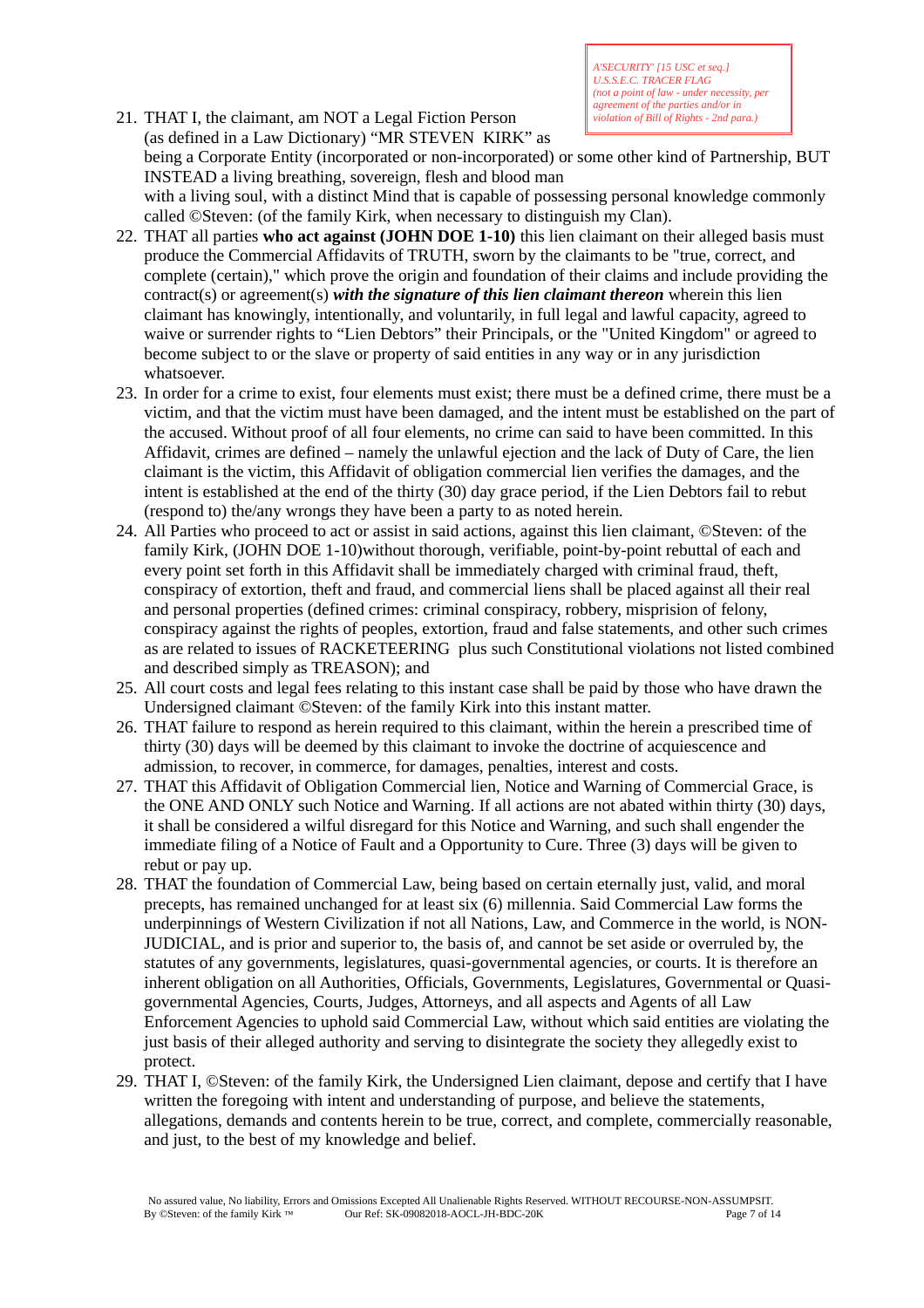*A'SECURITY' [15 USC et seq.]*
*U.S.S.E.C. TRACER FLAG*
*(not a point of law - under necessity, per agreement of the parties and/or in violation of Bill of Rights - 2nd para.)*

21. THAT I, the claimant, am NOT a Legal Fiction Person (as defined in a Law Dictionary) "MR STEVEN KIRK" as being a Corporate Entity (incorporated or non-incorporated) or some other kind of Partnership, BUT INSTEAD a living breathing, sovereign, flesh and blood man with a living soul, with a distinct Mind that is capable of possessing personal knowledge commonly called ©Steven: (of the family Kirk, when necessary to distinguish my Clan).
22. THAT all parties **who act against (JOHN DOE 1-10)** this lien claimant on their alleged basis must produce the Commercial Affidavits of TRUTH, sworn by the claimants to be "true, correct, and complete (certain)," which prove the origin and foundation of their claims and include providing the contract(s) or agreement(s) ***with the signature of this lien claimant thereon*** wherein this lien claimant has knowingly, intentionally, and voluntarily, in full legal and lawful capacity, agreed to waive or surrender rights to "Lien Debtors" their Principals, or the "United Kingdom" or agreed to become subject to or the slave or property of said entities in any way or in any jurisdiction whatsoever.
23. In order for a crime to exist, four elements must exist; there must be a defined crime, there must be a victim, and that the victim must have been damaged, and the intent must be established on the part of the accused. Without proof of all four elements, no crime can said to have been committed. In this Affidavit, crimes are defined – namely the unlawful ejection and the lack of Duty of Care, the lien claimant is the victim, this Affidavit of obligation commercial lien verifies the damages, and the intent is established at the end of the thirty (30) day grace period, if the Lien Debtors fail to rebut (respond to) the/any wrongs they have been a party to as noted herein.
24. All Parties who proceed to act or assist in said actions, against this lien claimant, ©Steven: of the family Kirk, (JOHN DOE 1-10)without thorough, verifiable, point-by-point rebuttal of each and every point set forth in this Affidavit shall be immediately charged with criminal fraud, theft, conspiracy of extortion, theft and fraud, and commercial liens shall be placed against all their real and personal properties (defined crimes: criminal conspiracy, robbery, misprision of felony, conspiracy against the rights of peoples, extortion, fraud and false statements, and other such crimes as are related to issues of RACKETEERING plus such Constitutional violations not listed combined and described simply as TREASON); and
25. All court costs and legal fees relating to this instant case shall be paid by those who have drawn the Undersigned claimant ©Steven: of the family Kirk into this instant matter.
26. THAT failure to respond as herein required to this claimant, within the herein a prescribed time of thirty (30) days will be deemed by this claimant to invoke the doctrine of acquiescence and admission, to recover, in commerce, for damages, penalties, interest and costs.
27. THAT this Affidavit of Obligation Commercial lien, Notice and Warning of Commercial Grace, is the ONE AND ONLY such Notice and Warning. If all actions are not abated within thirty (30) days, it shall be considered a wilful disregard for this Notice and Warning, and such shall engender the immediate filing of a Notice of Fault and a Opportunity to Cure. Three (3) days will be given to rebut or pay up.
28. THAT the foundation of Commercial Law, being based on certain eternally just, valid, and moral precepts, has remained unchanged for at least six (6) millennia. Said Commercial Law forms the underpinnings of Western Civilization if not all Nations, Law, and Commerce in the world, is NON-JUDICIAL, and is prior and superior to, the basis of, and cannot be set aside or overruled by, the statutes of any governments, legislatures, quasi-governmental agencies, or courts. It is therefore an inherent obligation on all Authorities, Officials, Governments, Legislatures, Governmental or Quasi-governmental Agencies, Courts, Judges, Attorneys, and all aspects and Agents of all Law Enforcement Agencies to uphold said Commercial Law, without which said entities are violating the just basis of their alleged authority and serving to disintegrate the society they allegedly exist to protect.
29. THAT I, ©Steven: of the family Kirk, the Undersigned Lien claimant, depose and certify that I have written the foregoing with intent and understanding of purpose, and believe the statements, allegations, demands and contents herein to be true, correct, and complete, commercially reasonable, and just, to the best of my knowledge and belief.

No assured value, No liability, Errors and Omissions Excepted All Unalienable Rights Reserved. WITHOUT RECOURSE-NON-ASSUMPSIT.
By ©Steven: of the family Kirk ™ Our Ref: SK-09082018-AOCL-JH-BDC-20K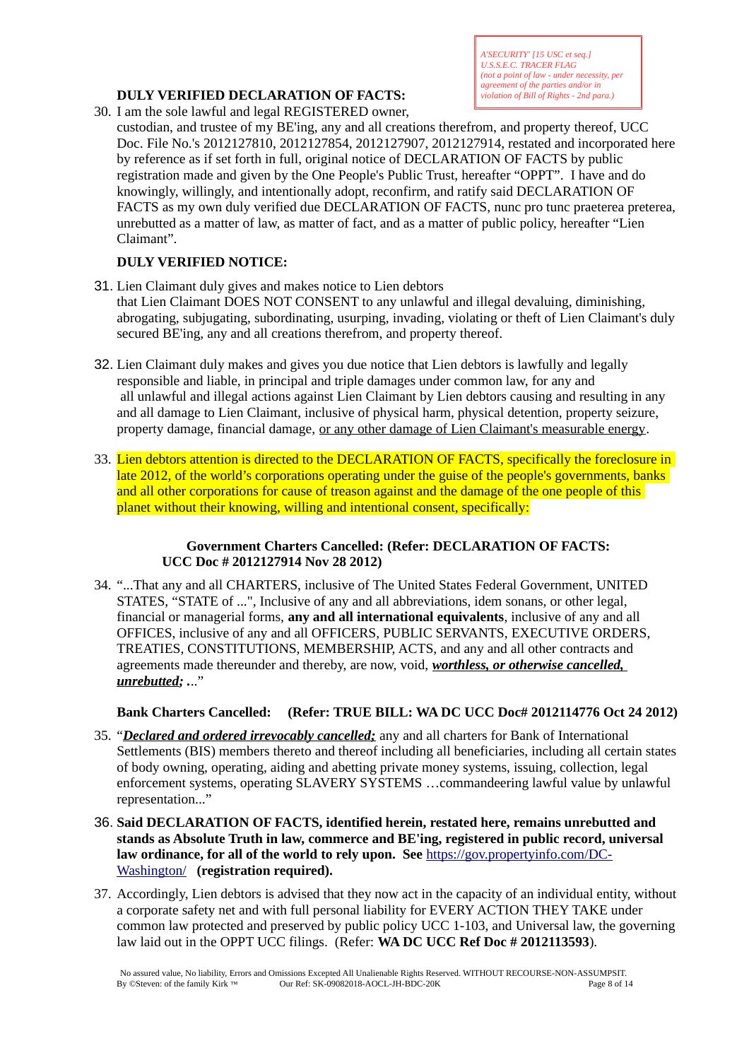*A'SECURITY' [15 USC et seq.]*
*U.S.S.E.C. TRACER FLAG*
*(not a point of law - under necessity, per agreement of the parties and/or in violation of Bill of Rights - 2nd para.)*

**DULY VERIFIED DECLARATION OF FACTS:**

30. I am the sole lawful and legal REGISTERED owner, custodian, and trustee of my BE'ing, any and all creations therefrom, and property thereof, UCC Doc. File No.'s 2012127810, 2012127854, 2012127907, 2012127914, restated and incorporated here by reference as if set forth in full, original notice of DECLARATION OF FACTS by public registration made and given by the One People's Public Trust, hereafter "OPPT". I have and do knowingly, willingly, and intentionally adopt, reconfirm, and ratify said DECLARATION OF FACTS as my own duly verified due DECLARATION OF FACTS, nunc pro tunc praeterea preterea, unrebutted as a matter of law, as matter of fact, and as a matter of public policy, hereafter "Lien Claimant".

**DULY VERIFIED NOTICE:**

31. Lien Claimant duly gives and makes notice to Lien debtors that Lien Claimant DOES NOT CONSENT to any unlawful and illegal devaluing, diminishing, abrogating, subjugating, subordinating, usurping, invading, violating or theft of Lien Claimant's duly secured BE'ing, any and all creations therefrom, and property thereof.

32. Lien Claimant duly makes and gives you due notice that Lien debtors is lawfully and legally responsible and liable, in principal and triple damages under common law, for any and all unlawful and illegal actions against Lien Claimant by Lien debtors causing and resulting in any and all damage to Lien Claimant, inclusive of physical harm, physical detention, property seizure, property damage, financial damage, or any other damage of Lien Claimant's measurable energy.

33. Lien debtors attention is directed to the DECLARATION OF FACTS, specifically the foreclosure in late 2012, of the world's corporations operating under the guise of the people's governments, banks and all other corporations for cause of treason against and the damage of the one people of this planet without their knowing, willing and intentional consent, specifically:

**Government Charters Cancelled: (Refer: DECLARATION OF FACTS: UCC Doc # 2012127914 Nov 28 2012)**

34. "...That any and all CHARTERS, inclusive of The United States Federal Government, UNITED STATES, "STATE of ...", Inclusive of any and all abbreviations, idem sonans, or other legal, financial or managerial forms, **any and all international equivalents**, inclusive of any and all OFFICES, inclusive of any and all OFFICERS, PUBLIC SERVANTS, EXECUTIVE ORDERS, TREATIES, CONSTITUTIONS, MEMBERSHIP, ACTS, and any and all other contracts and agreements made thereunder and thereby, are now, void, ***worthless, or otherwise cancelled, unrebutted;*** ..."

**Bank Charters Cancelled: (Refer: TRUE BILL: WA DC UCC Doc# 2012114776 Oct 24 2012)**

35. "***Declared and ordered irrevocably cancelled;*** any and all charters for Bank of International Settlements (BIS) members thereto and thereof including all beneficiaries, including all certain states of body owning, operating, aiding and abetting private money systems, issuing, collection, legal enforcement systems, operating SLAVERY SYSTEMS …commandeering lawful value by unlawful representation..."

36. **Said DECLARATION OF FACTS, identified herein, restated here, remains unrebutted and stands as Absolute Truth in law, commerce and BE'ing, registered in public record, universal law ordinance, for all of the world to rely upon. See** https://gov.propertyinfo.com/DC-Washington/ **(registration required).**

37. Accordingly, Lien debtors is advised that they now act in the capacity of an individual entity, without a corporate safety net and with full personal liability for EVERY ACTION THEY TAKE under common law protected and preserved by public policy UCC 1-103, and Universal law, the governing law laid out in the OPPT UCC filings. (Refer: **WA DC UCC Ref Doc # 2012113593**).

No assured value, No liability, Errors and Omissions Excepted All Unalienable Rights Reserved. WITHOUT RECOURSE-NON-ASSUMPSIT.
By ©Steven: of the family Kirk ™ Our Ref: SK-09082018-AOCL-JH-BDC-20K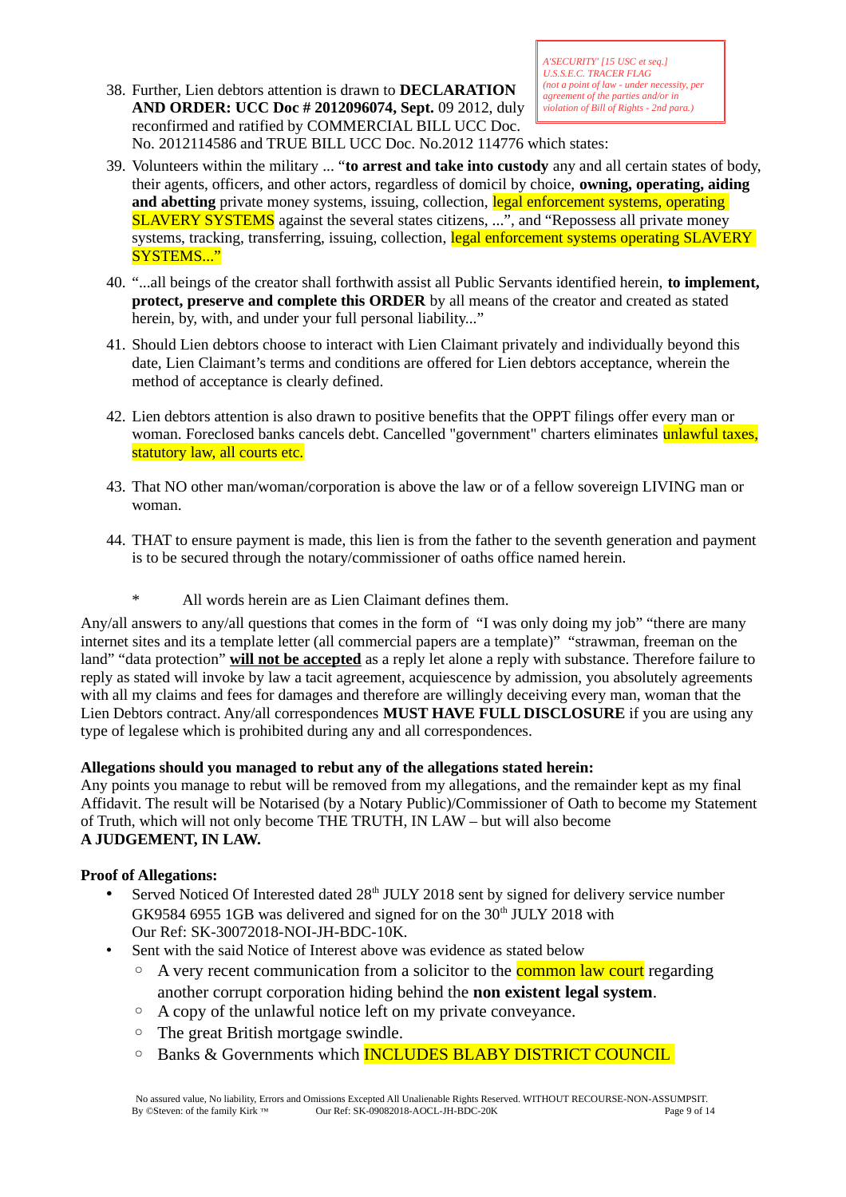*A'SECURITY' [15 USC et seq.]*
*U.S.S.E.C. TRACER FLAG*
*(not a point of law - under necessity, per agreement of the parties and/or in violation of Bill of Rights - 2nd para.)*

38. Further, Lien debtors attention is drawn to **DECLARATION AND ORDER: UCC Doc # 2012096074, Sept.** 09 2012, duly reconfirmed and ratified by COMMERCIAL BILL UCC Doc. No. 2012114586 and TRUE BILL UCC Doc. No.2012 114776 which states:

39. Volunteers within the military ... "**to arrest and take into custody** any and all certain states of body, their agents, officers, and other actors, regardless of domicil by choice, **owning, operating, aiding and abetting** private money systems, issuing, collection, legal enforcement systems, operating SLAVERY SYSTEMS against the several states citizens, ...", and "Repossess all private money systems, tracking, transferring, issuing, collection, legal enforcement systems operating SLAVERY SYSTEMS..."

40. "...all beings of the creator shall forthwith assist all Public Servants identified herein, **to implement, protect, preserve and complete this ORDER** by all means of the creator and created as stated herein, by, with, and under your full personal liability..."

41. Should Lien debtors choose to interact with Lien Claimant privately and individually beyond this date, Lien Claimant's terms and conditions are offered for Lien debtors acceptance, wherein the method of acceptance is clearly defined.

42. Lien debtors attention is also drawn to positive benefits that the OPPT filings offer every man or woman. Foreclosed banks cancels debt. Cancelled "government" charters eliminates unlawful taxes, statutory law, all courts etc.

43. That NO other man/woman/corporation is above the law or of a fellow sovereign LIVING man or woman.

44. THAT to ensure payment is made, this lien is from the father to the seventh generation and payment is to be secured through the notary/commissioner of oaths office named herein.

\* All words herein are as Lien Claimant defines them.

Any/all answers to any/all questions that comes in the form of "I was only doing my job" "there are many internet sites and its a template letter (all commercial papers are a template)" "strawman, freeman on the land" "data protection" <u>**will not be accepted**</u> as a reply let alone a reply with substance. Therefore failure to reply as stated will invoke by law a tacit agreement, acquiescence by admission, you absolutely agreements with all my claims and fees for damages and therefore are willingly deceiving every man, woman that the Lien Debtors contract. Any/all correspondences **MUST HAVE FULL DISCLOSURE** if you are using any type of legalese which is prohibited during any and all correspondences.

**Allegations should you managed to rebut any of the allegations stated herein:**
Any points you manage to rebut will be removed from my allegations, and the remainder kept as my final Affidavit. The result will be Notarised (by a Notary Public)/Commissioner of Oath to become my Statement of Truth, which will not only become THE TRUTH, IN LAW – but will also become
**A JUDGEMENT, IN LAW.**

**Proof of Allegations:**

- Served Noticed Of Interested dated 28th JULY 2018 sent by signed for delivery service number GK9584 6955 1GB was delivered and signed for on the 30th JULY 2018 with Our Ref: SK-30072018-NOI-JH-BDC-10K.
- Sent with the said Notice of Interest above was evidence as stated below
  - A very recent communication from a solicitor to the common law court regarding another corrupt corporation hiding behind the **non existent legal system**.
  - A copy of the unlawful notice left on my private conveyance.
  - The great British mortgage swindle.
  - Banks & Governments which INCLUDES BLABY DISTRICT COUNCIL

No assured value, No liability, Errors and Omissions Excepted All Unalienable Rights Reserved. WITHOUT RECOURSE-NON-ASSUMPSIT.
By ©Steven: of the family Kirk ™ Our Ref: SK-09082018-AOCL-JH-BDC-20K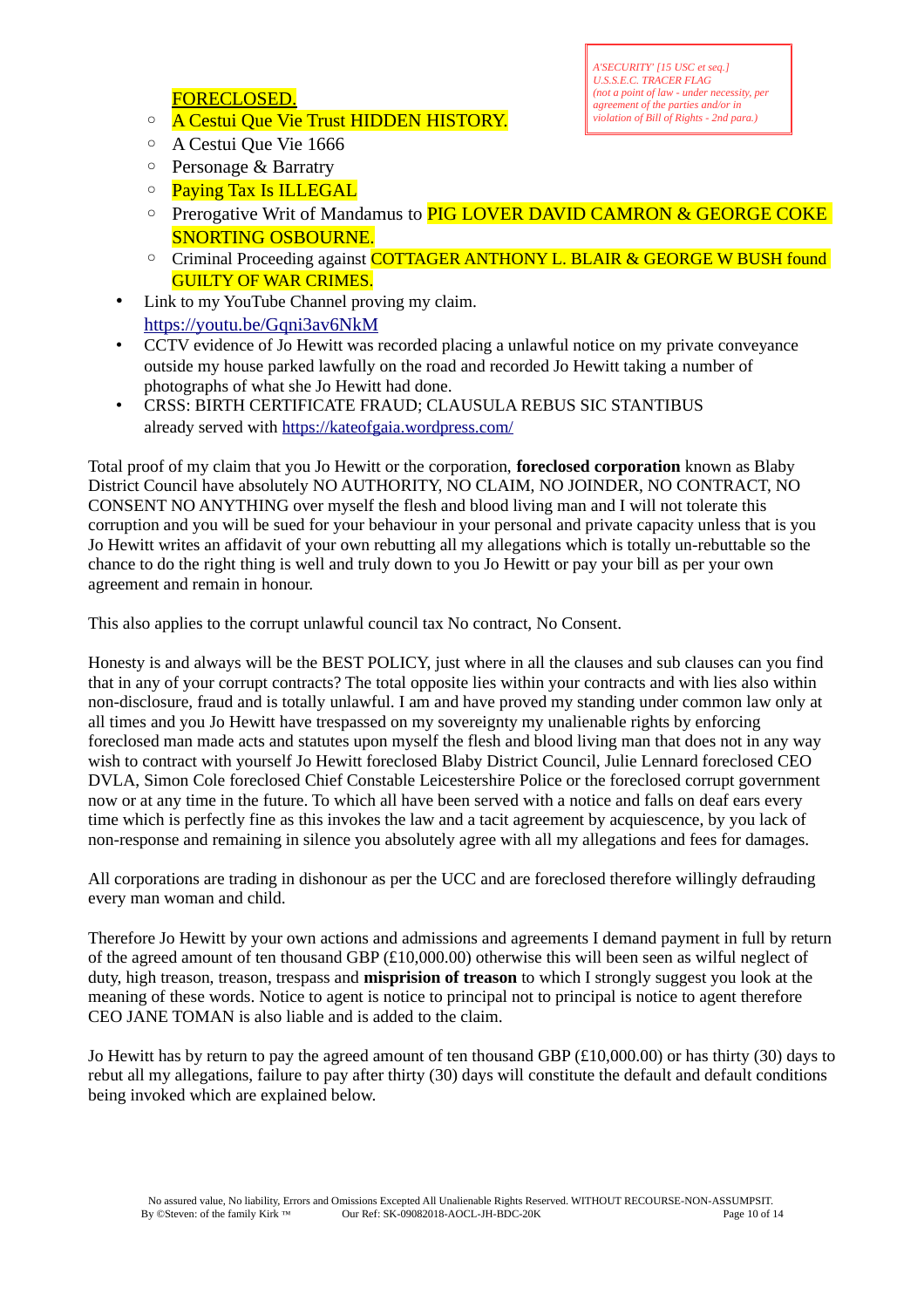> *A'SECURITY' [15 USC et seq.]*
> *U.S.S.E.C. TRACER FLAG*
> *(not a point of law - under necessity, per agreement of the parties and/or in violation of Bill of Rights - 2nd para.)*

FORECLOSED.

- A Cestui Que Vie Trust HIDDEN HISTORY.
- A Cestui Que Vie 1666
- Personage & Barratry
- Paying Tax Is ILLEGAL
- Prerogative Writ of Mandamus to PIG LOVER DAVID CAMRON & GEORGE COKE SNORTING OSBOURNE.
- Criminal Proceeding against COTTAGER ANTHONY L. BLAIR & GEORGE W BUSH found GUILTY OF WAR CRIMES.

- Link to my YouTube Channel proving my claim. https://youtu.be/Gqni3av6NkM
- CCTV evidence of Jo Hewitt was recorded placing a unlawful notice on my private conveyance outside my house parked lawfully on the road and recorded Jo Hewitt taking a number of photographs of what she Jo Hewitt had done.
- CRSS: BIRTH CERTIFICATE FRAUD; CLAUSULA REBUS SIC STANTIBUS already served with https://kateofgaia.wordpress.com/

Total proof of my claim that you Jo Hewitt or the corporation, **foreclosed corporation** known as Blaby District Council have absolutely NO AUTHORITY, NO CLAIM, NO JOINDER, NO CONTRACT, NO CONSENT NO ANYTHING over myself the flesh and blood living man and I will not tolerate this corruption and you will be sued for your behaviour in your personal and private capacity unless that is you Jo Hewitt writes an affidavit of your own rebutting all my allegations which is totally un-rebuttable so the chance to do the right thing is well and truly down to you Jo Hewitt or pay your bill as per your own agreement and remain in honour.

This also applies to the corrupt unlawful council tax No contract, No Consent.

Honesty is and always will be the BEST POLICY, just where in all the clauses and sub clauses can you find that in any of your corrupt contracts? The total opposite lies within your contracts and with lies also within non-disclosure, fraud and is totally unlawful. I am and have proved my standing under common law only at all times and you Jo Hewitt have trespassed on my sovereignty my unalienable rights by enforcing foreclosed man made acts and statutes upon myself the flesh and blood living man that does not in any way wish to contract with yourself Jo Hewitt foreclosed Blaby District Council, Julie Lennard foreclosed CEO DVLA, Simon Cole foreclosed Chief Constable Leicestershire Police or the foreclosed corrupt government now or at any time in the future. To which all have been served with a notice and falls on deaf ears every time which is perfectly fine as this invokes the law and a tacit agreement by acquiescence, by you lack of non-response and remaining in silence you absolutely agree with all my allegations and fees for damages.

All corporations are trading in dishonour as per the UCC and are foreclosed therefore willingly defrauding every man woman and child.

Therefore Jo Hewitt by your own actions and admissions and agreements I demand payment in full by return of the agreed amount of ten thousand GBP (£10,000.00) otherwise this will been seen as wilful neglect of duty, high treason, treason, trespass and **misprision of treason** to which I strongly suggest you look at the meaning of these words. Notice to agent is notice to principal not to principal is notice to agent therefore CEO JANE TOMAN is also liable and is added to the claim.

Jo Hewitt has by return to pay the agreed amount of ten thousand GBP (£10,000.00) or has thirty (30) days to rebut all my allegations, failure to pay after thirty (30) days will constitute the default and default conditions being invoked which are explained below.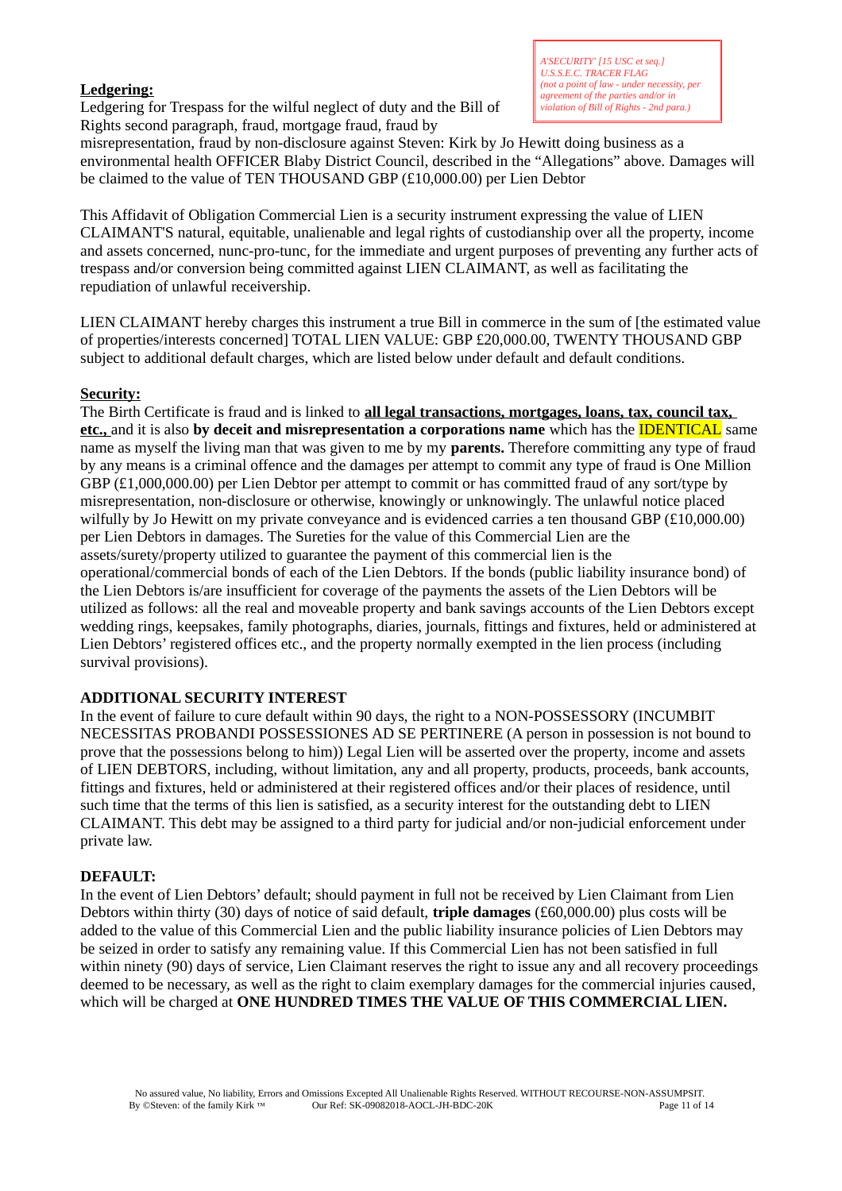*A'SECURITY' [15 USC et seq.]*
*U.S.S.E.C. TRACER FLAG*
*(not a point of law - under necessity, per agreement of the parties and/or in violation of Bill of Rights - 2nd para.)*

**Ledgering:**

Ledgering for Trespass for the wilful neglect of duty and the Bill of Rights second paragraph, fraud, mortgage fraud, fraud by misrepresentation, fraud by non-disclosure against Steven: Kirk by Jo Hewitt doing business as a environmental health OFFICER Blaby District Council, described in the "Allegations" above. Damages will be claimed to the value of TEN THOUSAND GBP (£10,000.00) per Lien Debtor

This Affidavit of Obligation Commercial Lien is a security instrument expressing the value of LIEN CLAIMANT'S natural, equitable, unalienable and legal rights of custodianship over all the property, income and assets concerned, nunc-pro-tunc, for the immediate and urgent purposes of preventing any further acts of trespass and/or conversion being committed against LIEN CLAIMANT, as well as facilitating the repudiation of unlawful receivership.

LIEN CLAIMANT hereby charges this instrument a true Bill in commerce in the sum of [the estimated value of properties/interests concerned] TOTAL LIEN VALUE: GBP £20,000.00, TWENTY THOUSAND GBP subject to additional default charges, which are listed below under default and default conditions.

**Security:**

The Birth Certificate is fraud and is linked to **all legal transactions, mortgages, loans, tax, council tax, etc.,** and it is also **by deceit and misrepresentation a corporations name** which has the IDENTICAL same name as myself the living man that was given to me by my **parents.** Therefore committing any type of fraud by any means is a criminal offence and the damages per attempt to commit any type of fraud is One Million GBP (£1,000,000.00) per Lien Debtor per attempt to commit or has committed fraud of any sort/type by misrepresentation, non-disclosure or otherwise, knowingly or unknowingly. The unlawful notice placed wilfully by Jo Hewitt on my private conveyance and is evidenced carries a ten thousand GBP (£10,000.00) per Lien Debtors in damages. The Sureties for the value of this Commercial Lien are the assets/surety/property utilized to guarantee the payment of this commercial lien is the operational/commercial bonds of each of the Lien Debtors. If the bonds (public liability insurance bond) of the Lien Debtors is/are insufficient for coverage of the payments the assets of the Lien Debtors will be utilized as follows: all the real and moveable property and bank savings accounts of the Lien Debtors except wedding rings, keepsakes, family photographs, diaries, journals, fittings and fixtures, held or administered at Lien Debtors' registered offices etc., and the property normally exempted in the lien process (including survival provisions).

**ADDITIONAL SECURITY INTEREST**

In the event of failure to cure default within 90 days, the right to a NON-POSSESSORY (INCUMBIT NECESSITAS PROBANDI POSSESSIONES AD SE PERTINERE (A person in possession is not bound to prove that the possessions belong to him)) Legal Lien will be asserted over the property, income and assets of LIEN DEBTORS, including, without limitation, any and all property, products, proceeds, bank accounts, fittings and fixtures, held or administered at their registered offices and/or their places of residence, until such time that the terms of this lien is satisfied, as a security interest for the outstanding debt to LIEN CLAIMANT. This debt may be assigned to a third party for judicial and/or non-judicial enforcement under private law.

**DEFAULT:**

In the event of Lien Debtors' default; should payment in full not be received by Lien Claimant from Lien Debtors within thirty (30) days of notice of said default, **triple damages** (£60,000.00) plus costs will be added to the value of this Commercial Lien and the public liability insurance policies of Lien Debtors may be seized in order to satisfy any remaining value. If this Commercial Lien has not been satisfied in full within ninety (90) days of service, Lien Claimant reserves the right to issue any and all recovery proceedings deemed to be necessary, as well as the right to claim exemplary damages for the commercial injuries caused, which will be charged at **ONE HUNDRED TIMES THE VALUE OF THIS COMMERCIAL LIEN.**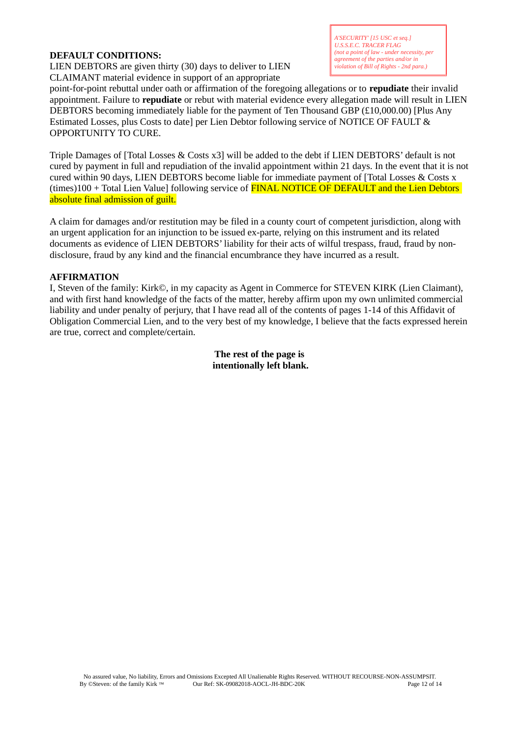*A'SECURITY' [15 USC et seq.]*
*U.S.S.E.C. TRACER FLAG*
*(not a point of law - under necessity, per agreement of the parties and/or in violation of Bill of Rights - 2nd para.)*

**DEFAULT CONDITIONS:**

LIEN DEBTORS are given thirty (30) days to deliver to LIEN CLAIMANT material evidence in support of an appropriate point-for-point rebuttal under oath or affirmation of the foregoing allegations or to **repudiate** their invalid appointment. Failure to **repudiate** or rebut with material evidence every allegation made will result in LIEN DEBTORS becoming immediately liable for the payment of Ten Thousand GBP (£10,000.00) [Plus Any Estimated Losses, plus Costs to date] per Lien Debtor following service of NOTICE OF FAULT & OPPORTUNITY TO CURE.

Triple Damages of [Total Losses & Costs x3] will be added to the debt if LIEN DEBTORS' default is not cured by payment in full and repudiation of the invalid appointment within 21 days. In the event that it is not cured within 90 days, LIEN DEBTORS become liable for immediate payment of [Total Losses & Costs x (times)100 + Total Lien Value] following service of FINAL NOTICE OF DEFAULT and the Lien Debtors absolute final admission of guilt.

A claim for damages and/or restitution may be filed in a county court of competent jurisdiction, along with an urgent application for an injunction to be issued ex-parte, relying on this instrument and its related documents as evidence of LIEN DEBTORS' liability for their acts of wilful trespass, fraud, fraud by non-disclosure, fraud by any kind and the financial encumbrance they have incurred as a result.

**AFFIRMATION**

I, Steven of the family: Kirk©, in my capacity as Agent in Commerce for STEVEN KIRK (Lien Claimant), and with first hand knowledge of the facts of the matter, hereby affirm upon my own unlimited commercial liability and under penalty of perjury, that I have read all of the contents of pages 1-14 of this Affidavit of Obligation Commercial Lien, and to the very best of my knowledge, I believe that the facts expressed herein are true, correct and complete/certain.

**The rest of the page is intentionally left blank.**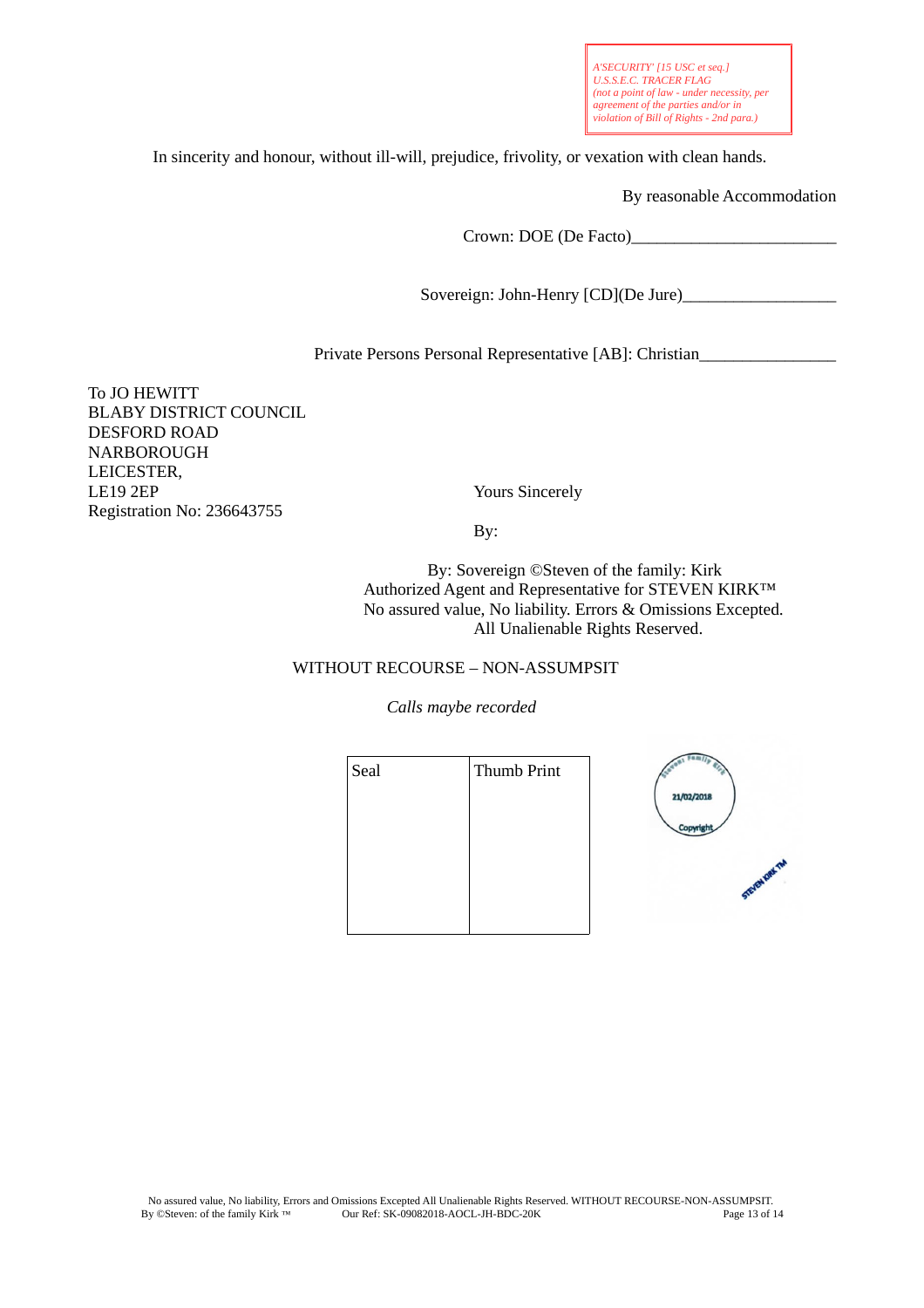A'SECURITY' [15 USC et seq.]
U.S.S.E.C. TRACER FLAG
(not a point of law - under necessity, per agreement of the parties and/or in violation of Bill of Rights - 2nd para.)

In sincerity and honour, without ill-will, prejudice, frivolity, or vexation with clean hands.

By reasonable Accommodation

Crown: DOE (De Facto)________________________

Sovereign: John-Henry [CD](De Jure)__________________

Private Persons Personal Representative [AB]: Christian________________

To JO HEWITT
BLABY DISTRICT COUNCIL
DESFORD ROAD
NARBOROUGH
LEICESTER,
LE19 2EP
Registration No: 236643755

Yours Sincerely

By:

By: Sovereign ©Steven of the family: Kirk
Authorized Agent and Representative for STEVEN KIRK™
No assured value, No liability. Errors & Omissions Excepted.
All Unalienable Rights Reserved.

WITHOUT RECOURSE – NON-ASSUMPSIT

*Calls maybe recorded*

| Seal | Thumb Print |
| --- | --- |
| | |

Steven Family Kirk
21/02/2018
Copyright

STEVEN KIRK TM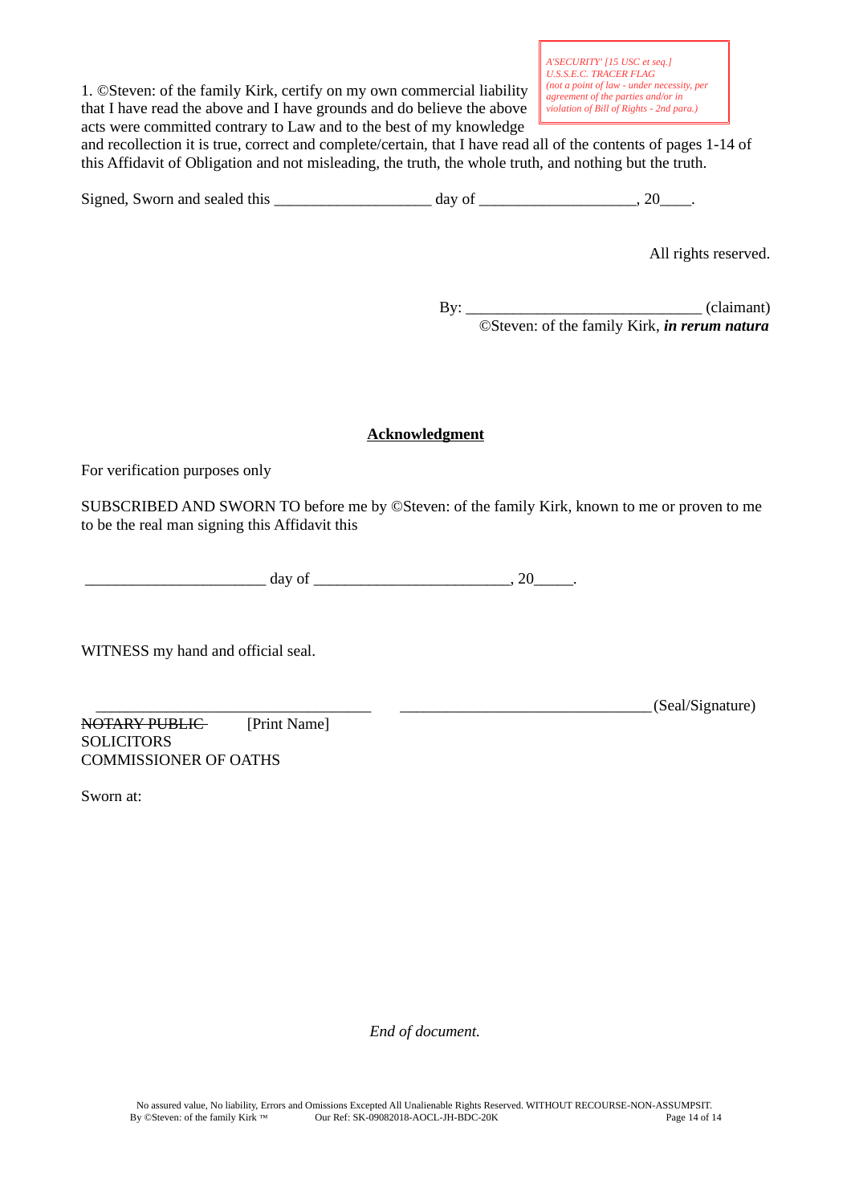> *A'SECURITY' [15 USC et seq.]*
> *U.S.S.E.C. TRACER FLAG*
> *(not a point of law - under necessity, per agreement of the parties and/or in violation of Bill of Rights - 2nd para.)*

1. ©Steven: of the family Kirk, certify on my own commercial liability that I have read the above and I have grounds and do believe the above acts were committed contrary to Law and to the best of my knowledge and recollection it is true, correct and complete/certain, that I have read all of the contents of pages 1-14 of this Affidavit of Obligation and not misleading, the truth, the whole truth, and nothing but the truth.

Signed, Sworn and sealed this ____________________ day of ____________________, 20____.

All rights reserved.

By: ______________________________ (claimant)
©Steven: of the family Kirk, ***in rerum natura***

## Acknowledgment

For verification purposes only

SUBSCRIBED AND SWORN TO before me by ©Steven: of the family Kirk, known to me or proven to me to be the real man signing this Affidavit this

_______________________ day of _________________________, 20_____.

WITNESS my hand and official seal.

___________________________________ ________________________________(Seal/Signature)

~~NOTARY PUBLIC~~ [Print Name]
SOLICITORS
COMMISSIONER OF OATHS

Sworn at:

*End of document.*

No assured value, No liability, Errors and Omissions Excepted All Unalienable Rights Reserved. WITHOUT RECOURSE-NON-ASSUMPSIT.
By ©Steven: of the family Kirk ™ Our Ref: SK-09082018-AOCL-JH-BDC-20K